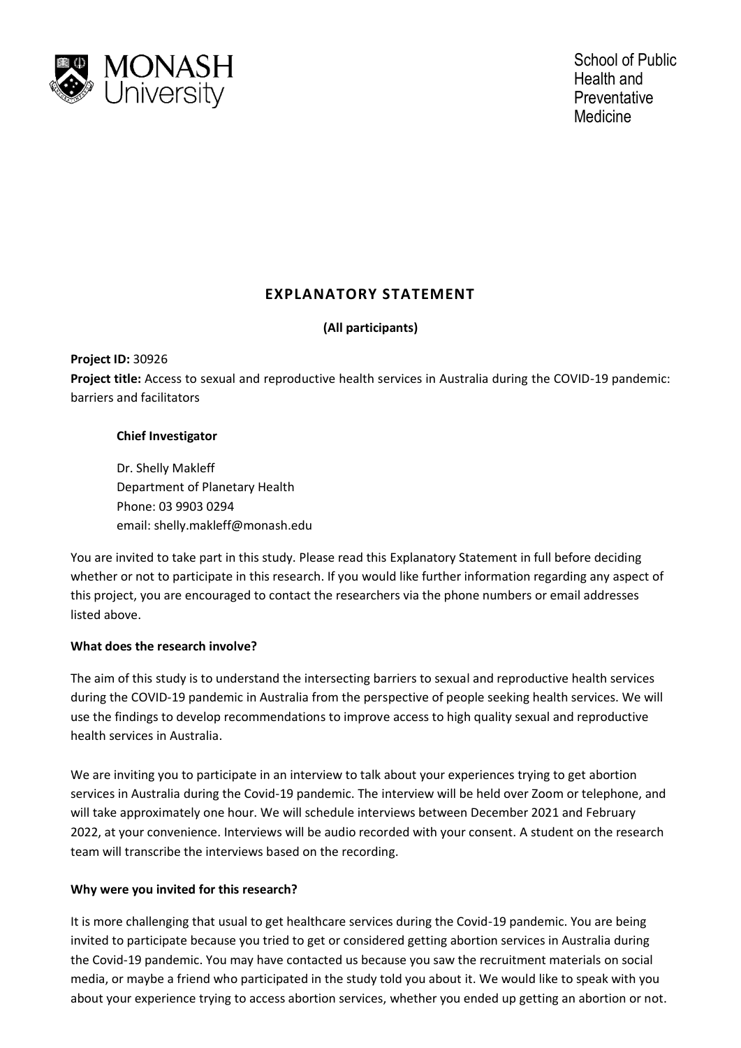MONASH University

School of Public Health and Preventative Medicine

# EXPLANATORY STATEMENT

**(All participants)**

**Project ID:** 30926
**Project title:** Access to sexual and reproductive health services in Australia during the COVID-19 pandemic: barriers and facilitators

**Chief Investigator**

Dr. Shelly Makleff
Department of Planetary Health
Phone: 03 9903 0294
email: shelly.makleff@monash.edu

You are invited to take part in this study. Please read this Explanatory Statement in full before deciding whether or not to participate in this research. If you would like further information regarding any aspect of this project, you are encouraged to contact the researchers via the phone numbers or email addresses listed above.

**What does the research involve?**

The aim of this study is to understand the intersecting barriers to sexual and reproductive health services during the COVID-19 pandemic in Australia from the perspective of people seeking health services. We will use the findings to develop recommendations to improve access to high quality sexual and reproductive health services in Australia.

We are inviting you to participate in an interview to talk about your experiences trying to get abortion services in Australia during the Covid-19 pandemic. The interview will be held over Zoom or telephone, and will take approximately one hour. We will schedule interviews between December 2021 and February 2022, at your convenience. Interviews will be audio recorded with your consent. A student on the research team will transcribe the interviews based on the recording.

**Why were you invited for this research?**

It is more challenging that usual to get healthcare services during the Covid-19 pandemic. You are being invited to participate because you tried to get or considered getting abortion services in Australia during the Covid-19 pandemic. You may have contacted us because you saw the recruitment materials on social media, or maybe a friend who participated in the study told you about it. We would like to speak with you about your experience trying to access abortion services, whether you ended up getting an abortion or not.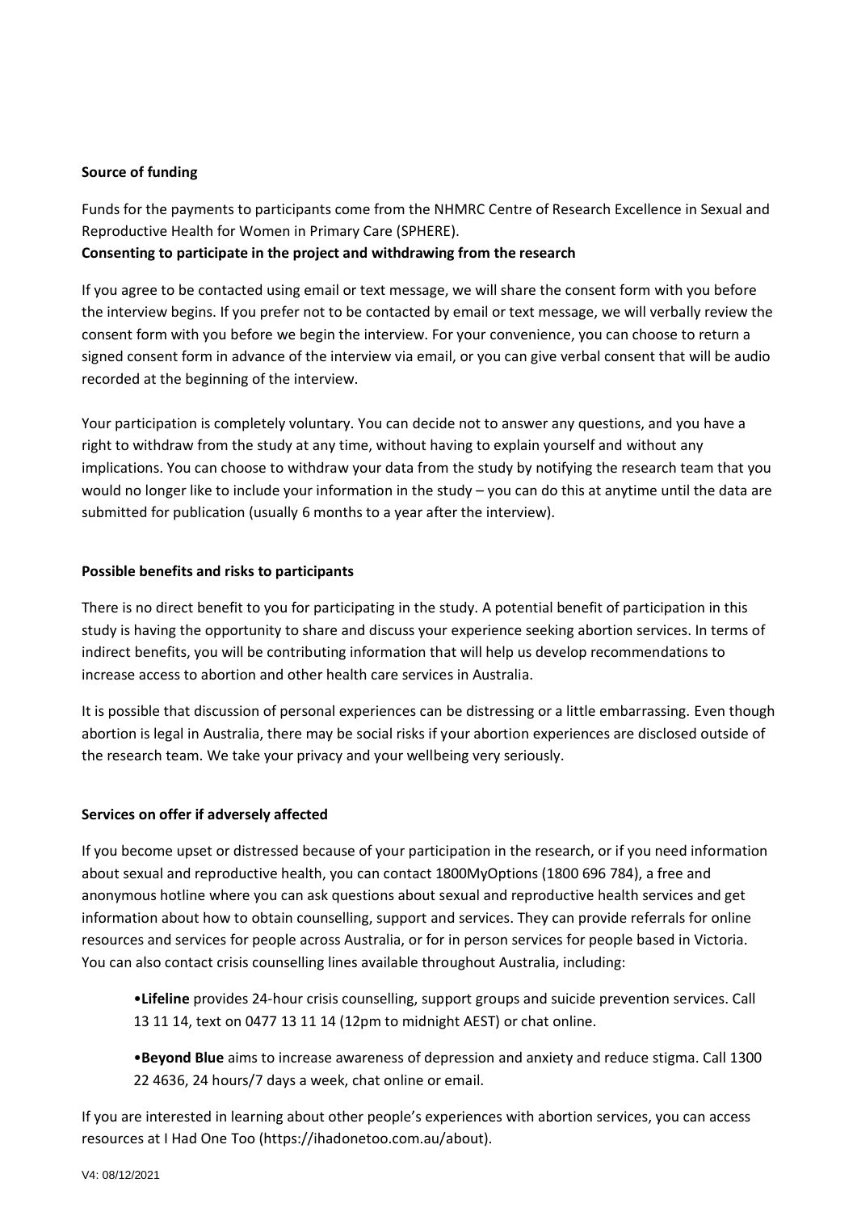**Source of funding**

Funds for the payments to participants come from the NHMRC Centre of Research Excellence in Sexual and Reproductive Health for Women in Primary Care (SPHERE).

**Consenting to participate in the project and withdrawing from the research**

If you agree to be contacted using email or text message, we will share the consent form with you before the interview begins. If you prefer not to be contacted by email or text message, we will verbally review the consent form with you before we begin the interview. For your convenience, you can choose to return a signed consent form in advance of the interview via email, or you can give verbal consent that will be audio recorded at the beginning of the interview.

Your participation is completely voluntary. You can decide not to answer any questions, and you have a right to withdraw from the study at any time, without having to explain yourself and without any implications. You can choose to withdraw your data from the study by notifying the research team that you would no longer like to include your information in the study – you can do this at anytime until the data are submitted for publication (usually 6 months to a year after the interview).

**Possible benefits and risks to participants**

There is no direct benefit to you for participating in the study. A potential benefit of participation in this study is having the opportunity to share and discuss your experience seeking abortion services. In terms of indirect benefits, you will be contributing information that will help us develop recommendations to increase access to abortion and other health care services in Australia.

It is possible that discussion of personal experiences can be distressing or a little embarrassing. Even though abortion is legal in Australia, there may be social risks if your abortion experiences are disclosed outside of the research team. We take your privacy and your wellbeing very seriously.

**Services on offer if adversely affected**

If you become upset or distressed because of your participation in the research, or if you need information about sexual and reproductive health, you can contact 1800MyOptions (1800 696 784), a free and anonymous hotline where you can ask questions about sexual and reproductive health services and get information about how to obtain counselling, support and services. They can provide referrals for online resources and services for people across Australia, or for in person services for people based in Victoria. You can also contact crisis counselling lines available throughout Australia, including:

- **Lifeline** provides 24-hour crisis counselling, support groups and suicide prevention services. Call 13 11 14, text on 0477 13 11 14 (12pm to midnight AEST) or chat online.
- **Beyond Blue** aims to increase awareness of depression and anxiety and reduce stigma. Call 1300 22 4636, 24 hours/7 days a week, chat online or email.

If you are interested in learning about other people's experiences with abortion services, you can access resources at I Had One Too (https://ihadonetoo.com.au/about).

V4: 08/12/2021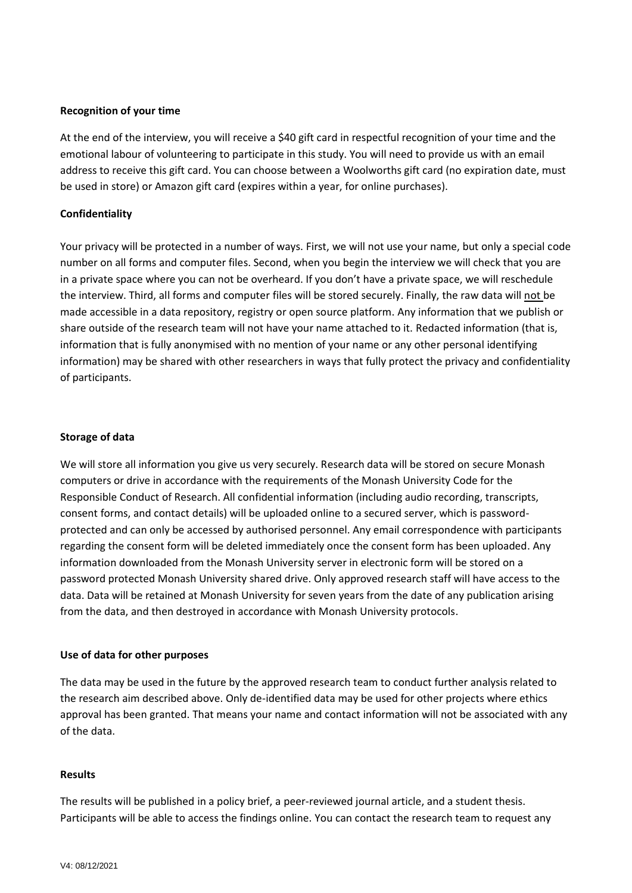**Recognition of your time**

At the end of the interview, you will receive a $40 gift card in respectful recognition of your time and the emotional labour of volunteering to participate in this study. You will need to provide us with an email address to receive this gift card. You can choose between a Woolworths gift card (no expiration date, must be used in store) or Amazon gift card (expires within a year, for online purchases).

**Confidentiality**

Your privacy will be protected in a number of ways. First, we will not use your name, but only a special code number on all forms and computer files. Second, when you begin the interview we will check that you are in a private space where you can not be overheard. If you don't have a private space, we will reschedule the interview. Third, all forms and computer files will be stored securely. Finally, the raw data will not be made accessible in a data repository, registry or open source platform. Any information that we publish or share outside of the research team will not have your name attached to it. Redacted information (that is, information that is fully anonymised with no mention of your name or any other personal identifying information) may be shared with other researchers in ways that fully protect the privacy and confidentiality of participants.

**Storage of data**

We will store all information you give us very securely. Research data will be stored on secure Monash computers or drive in accordance with the requirements of the Monash University Code for the Responsible Conduct of Research. All confidential information (including audio recording, transcripts, consent forms, and contact details) will be uploaded online to a secured server, which is password-protected and can only be accessed by authorised personnel. Any email correspondence with participants regarding the consent form will be deleted immediately once the consent form has been uploaded. Any information downloaded from the Monash University server in electronic form will be stored on a password protected Monash University shared drive. Only approved research staff will have access to the data. Data will be retained at Monash University for seven years from the date of any publication arising from the data, and then destroyed in accordance with Monash University protocols.

**Use of data for other purposes**

The data may be used in the future by the approved research team to conduct further analysis related to the research aim described above. Only de-identified data may be used for other projects where ethics approval has been granted. That means your name and contact information will not be associated with any of the data.

**Results**

The results will be published in a policy brief, a peer-reviewed journal article, and a student thesis. Participants will be able to access the findings online. You can contact the research team to request any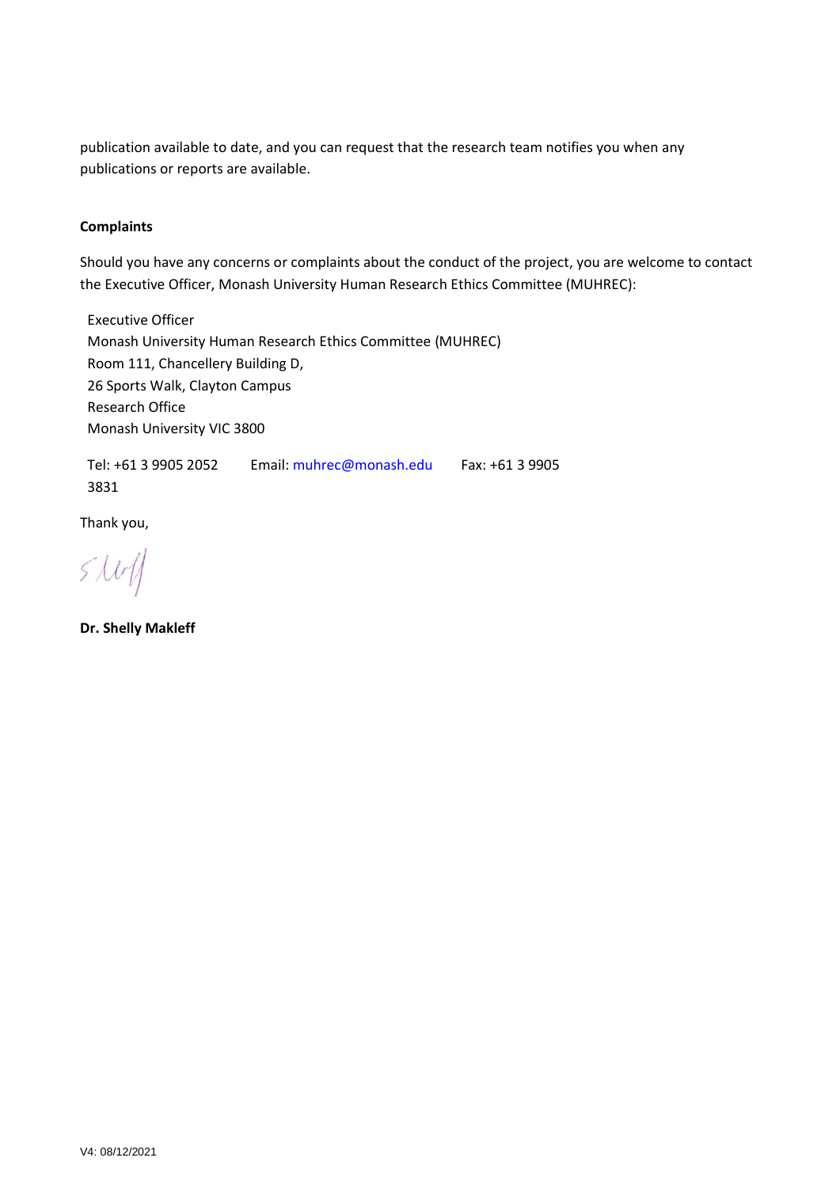publication available to date, and you can request that the research team notifies you when any publications or reports are available.

**Complaints**

Should you have any concerns or complaints about the conduct of the project, you are welcome to contact the Executive Officer, Monash University Human Research Ethics Committee (MUHREC):

Executive Officer
Monash University Human Research Ethics Committee (MUHREC)
Room 111, Chancellery Building D,
26 Sports Walk, Clayton Campus
Research Office
Monash University VIC 3800

Tel: +61 3 9905 2052 Email: muhrec@monash.edu Fax: +61 3 9905 3831

Thank you,

**Dr. Shelly Makleff**

V4: 08/12/2021